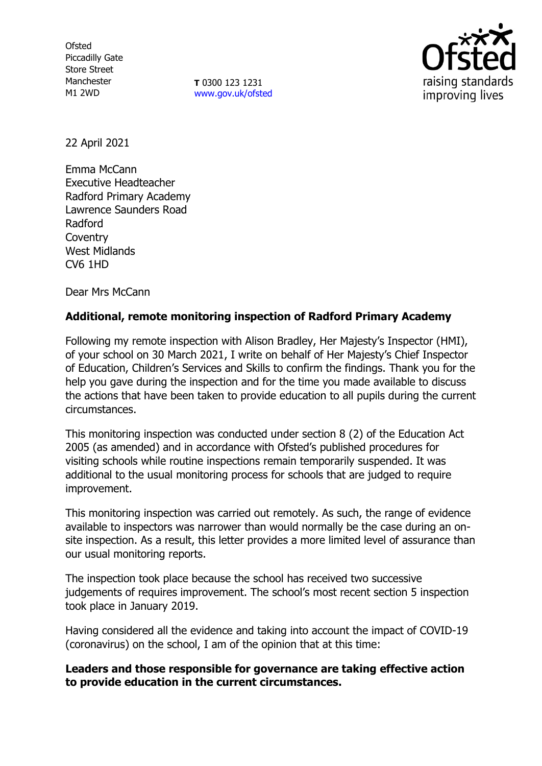Ofsted
Piccadilly Gate
Store Street
Manchester
M1 2WD

**T** 0300 123 1231
www.gov.uk/ofsted

22 April 2021

Emma McCann
Executive Headteacher
Radford Primary Academy
Lawrence Saunders Road
Radford
Coventry
West Midlands
CV6 1HD

Dear Mrs McCann

**Additional, remote monitoring inspection of Radford Primary Academy**

Following my remote inspection with Alison Bradley, Her Majesty's Inspector (HMI), of your school on 30 March 2021, I write on behalf of Her Majesty's Chief Inspector of Education, Children's Services and Skills to confirm the findings. Thank you for the help you gave during the inspection and for the time you made available to discuss the actions that have been taken to provide education to all pupils during the current circumstances.

This monitoring inspection was conducted under section 8 (2) of the Education Act 2005 (as amended) and in accordance with Ofsted's published procedures for visiting schools while routine inspections remain temporarily suspended. It was additional to the usual monitoring process for schools that are judged to require improvement.

This monitoring inspection was carried out remotely. As such, the range of evidence available to inspectors was narrower than would normally be the case during an on-site inspection. As a result, this letter provides a more limited level of assurance than our usual monitoring reports.

The inspection took place because the school has received two successive judgements of requires improvement. The school's most recent section 5 inspection took place in January 2019.

Having considered all the evidence and taking into account the impact of COVID-19 (coronavirus) on the school, I am of the opinion that at this time:

**Leaders and those responsible for governance are taking effective action to provide education in the current circumstances.**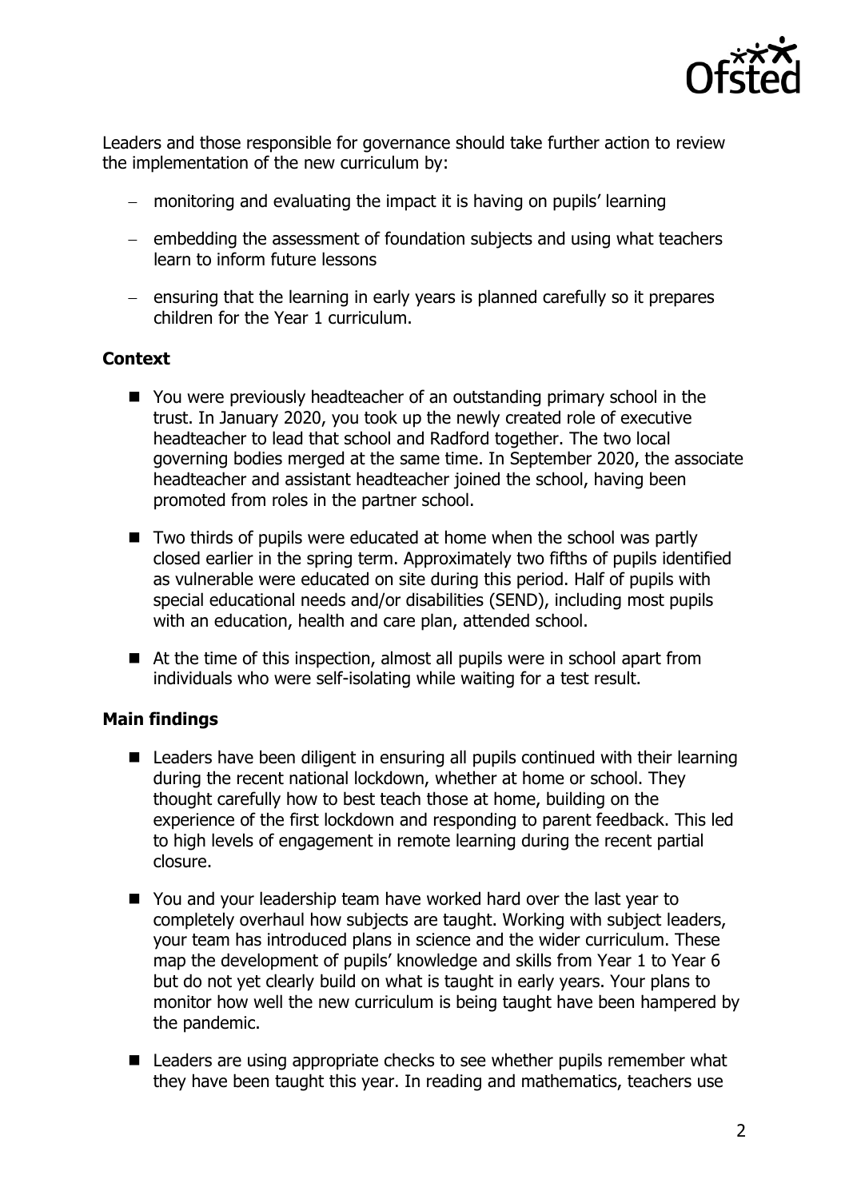Leaders and those responsible for governance should take further action to review the implementation of the new curriculum by:

- monitoring and evaluating the impact it is having on pupils' learning
- embedding the assessment of foundation subjects and using what teachers learn to inform future lessons
- ensuring that the learning in early years is planned carefully so it prepares children for the Year 1 curriculum.

### Context

- You were previously headteacher of an outstanding primary school in the trust. In January 2020, you took up the newly created role of executive headteacher to lead that school and Radford together. The two local governing bodies merged at the same time. In September 2020, the associate headteacher and assistant headteacher joined the school, having been promoted from roles in the partner school.
- Two thirds of pupils were educated at home when the school was partly closed earlier in the spring term. Approximately two fifths of pupils identified as vulnerable were educated on site during this period. Half of pupils with special educational needs and/or disabilities (SEND), including most pupils with an education, health and care plan, attended school.
- At the time of this inspection, almost all pupils were in school apart from individuals who were self-isolating while waiting for a test result.

### Main findings

- Leaders have been diligent in ensuring all pupils continued with their learning during the recent national lockdown, whether at home or school. They thought carefully how to best teach those at home, building on the experience of the first lockdown and responding to parent feedback. This led to high levels of engagement in remote learning during the recent partial closure.
- You and your leadership team have worked hard over the last year to completely overhaul how subjects are taught. Working with subject leaders, your team has introduced plans in science and the wider curriculum. These map the development of pupils' knowledge and skills from Year 1 to Year 6 but do not yet clearly build on what is taught in early years. Your plans to monitor how well the new curriculum is being taught have been hampered by the pandemic.
- Leaders are using appropriate checks to see whether pupils remember what they have been taught this year. In reading and mathematics, teachers use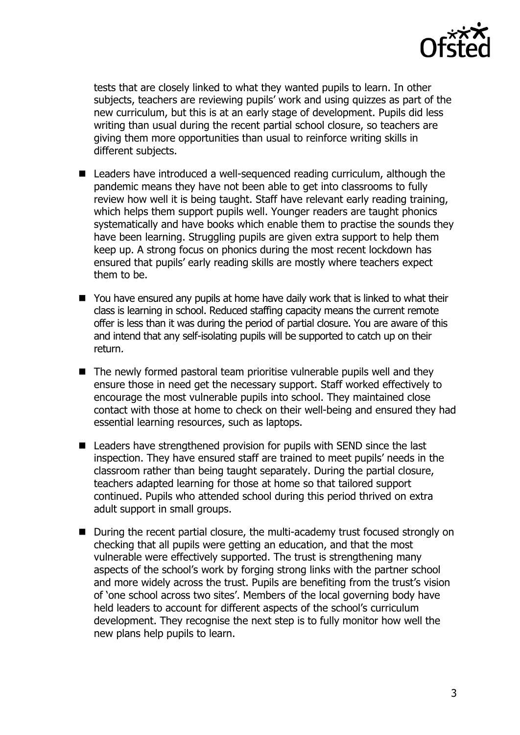tests that are closely linked to what they wanted pupils to learn. In other subjects, teachers are reviewing pupils' work and using quizzes as part of the new curriculum, but this is at an early stage of development. Pupils did less writing than usual during the recent partial school closure, so teachers are giving them more opportunities than usual to reinforce writing skills in different subjects.

- Leaders have introduced a well-sequenced reading curriculum, although the pandemic means they have not been able to get into classrooms to fully review how well it is being taught. Staff have relevant early reading training, which helps them support pupils well. Younger readers are taught phonics systematically and have books which enable them to practise the sounds they have been learning. Struggling pupils are given extra support to help them keep up. A strong focus on phonics during the most recent lockdown has ensured that pupils' early reading skills are mostly where teachers expect them to be.

- You have ensured any pupils at home have daily work that is linked to what their class is learning in school. Reduced staffing capacity means the current remote offer is less than it was during the period of partial closure. You are aware of this and intend that any self-isolating pupils will be supported to catch up on their return.

- The newly formed pastoral team prioritise vulnerable pupils well and they ensure those in need get the necessary support. Staff worked effectively to encourage the most vulnerable pupils into school. They maintained close contact with those at home to check on their well-being and ensured they had essential learning resources, such as laptops.

- Leaders have strengthened provision for pupils with SEND since the last inspection. They have ensured staff are trained to meet pupils' needs in the classroom rather than being taught separately. During the partial closure, teachers adapted learning for those at home so that tailored support continued. Pupils who attended school during this period thrived on extra adult support in small groups.

- During the recent partial closure, the multi-academy trust focused strongly on checking that all pupils were getting an education, and that the most vulnerable were effectively supported. The trust is strengthening many aspects of the school's work by forging strong links with the partner school and more widely across the trust. Pupils are benefiting from the trust's vision of 'one school across two sites'. Members of the local governing body have held leaders to account for different aspects of the school's curriculum development. They recognise the next step is to fully monitor how well the new plans help pupils to learn.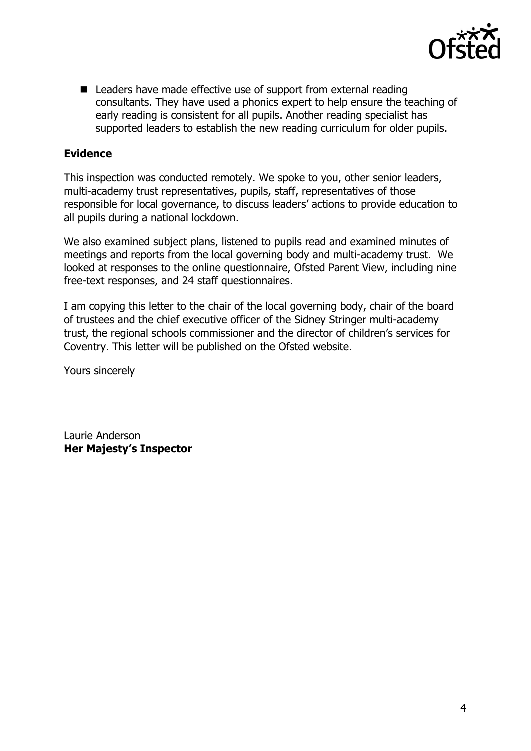- Leaders have made effective use of support from external reading consultants. They have used a phonics expert to help ensure the teaching of early reading is consistent for all pupils. Another reading specialist has supported leaders to establish the new reading curriculum for older pupils.

**Evidence**

This inspection was conducted remotely. We spoke to you, other senior leaders, multi-academy trust representatives, pupils, staff, representatives of those responsible for local governance, to discuss leaders' actions to provide education to all pupils during a national lockdown.

We also examined subject plans, listened to pupils read and examined minutes of meetings and reports from the local governing body and multi-academy trust. We looked at responses to the online questionnaire, Ofsted Parent View, including nine free-text responses, and 24 staff questionnaires.

I am copying this letter to the chair of the local governing body, chair of the board of trustees and the chief executive officer of the Sidney Stringer multi-academy trust, the regional schools commissioner and the director of children's services for Coventry. This letter will be published on the Ofsted website.

Yours sincerely

Laurie Anderson
**Her Majesty's Inspector**